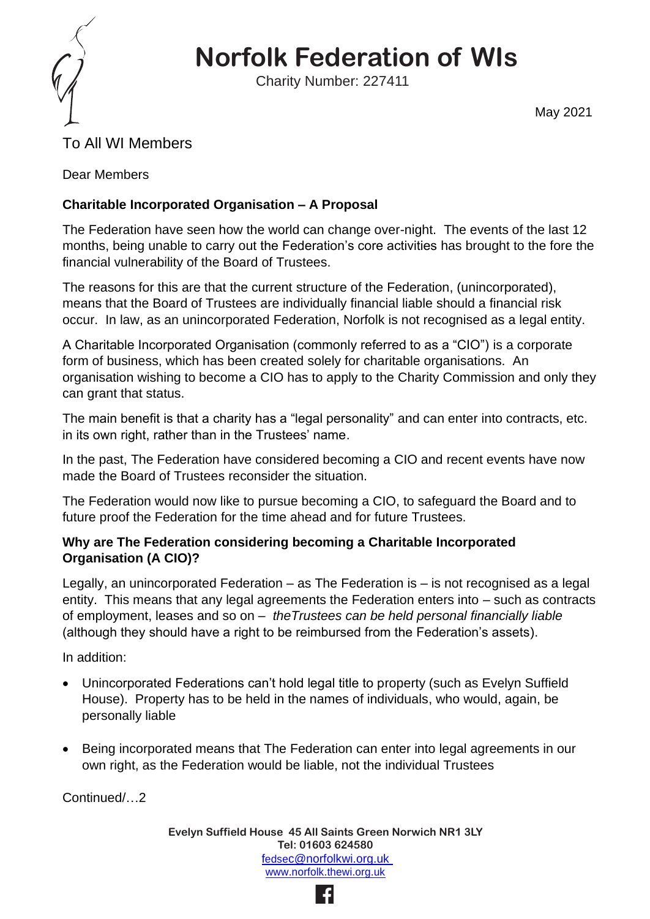# Norfolk Federation of WIs

Charity Number: 227411

May 2021

To All WI Members

Dear Members

**Charitable Incorporated Organisation – A Proposal**

The Federation have seen how the world can change over-night. The events of the last 12 months, being unable to carry out the Federation's core activities has brought to the fore the financial vulnerability of the Board of Trustees.

The reasons for this are that the current structure of the Federation, (unincorporated), means that the Board of Trustees are individually financial liable should a financial risk occur. In law, as an unincorporated Federation, Norfolk is not recognised as a legal entity.

A Charitable Incorporated Organisation (commonly referred to as a "CIO") is a corporate form of business, which has been created solely for charitable organisations. An organisation wishing to become a CIO has to apply to the Charity Commission and only they can grant that status.

The main benefit is that a charity has a "legal personality" and can enter into contracts, etc. in its own right, rather than in the Trustees' name.

In the past, The Federation have considered becoming a CIO and recent events have now made the Board of Trustees reconsider the situation.

The Federation would now like to pursue becoming a CIO, to safeguard the Board and to future proof the Federation for the time ahead and for future Trustees.

**Why are The Federation considering becoming a Charitable Incorporated Organisation (A CIO)?**

Legally, an unincorporated Federation – as The Federation is – is not recognised as a legal entity. This means that any legal agreements the Federation enters into – such as contracts of employment, leases and so on – *theTrustees can be held personal financially liable* (although they should have a right to be reimbursed from the Federation's assets).

In addition:

- Unincorporated Federations can't hold legal title to property (such as Evelyn Suffield House). Property has to be held in the names of individuals, who would, again, be personally liable
- Being incorporated means that The Federation can enter into legal agreements in our own right, as the Federation would be liable, not the individual Trustees

Continued/…2

**Evelyn Suffield House 45 All Saints Green Norwich NR1 3LY**
**Tel: 01603 624580**
fedsec@norfolkwi.org.uk
www.norfolk.thewi.org.uk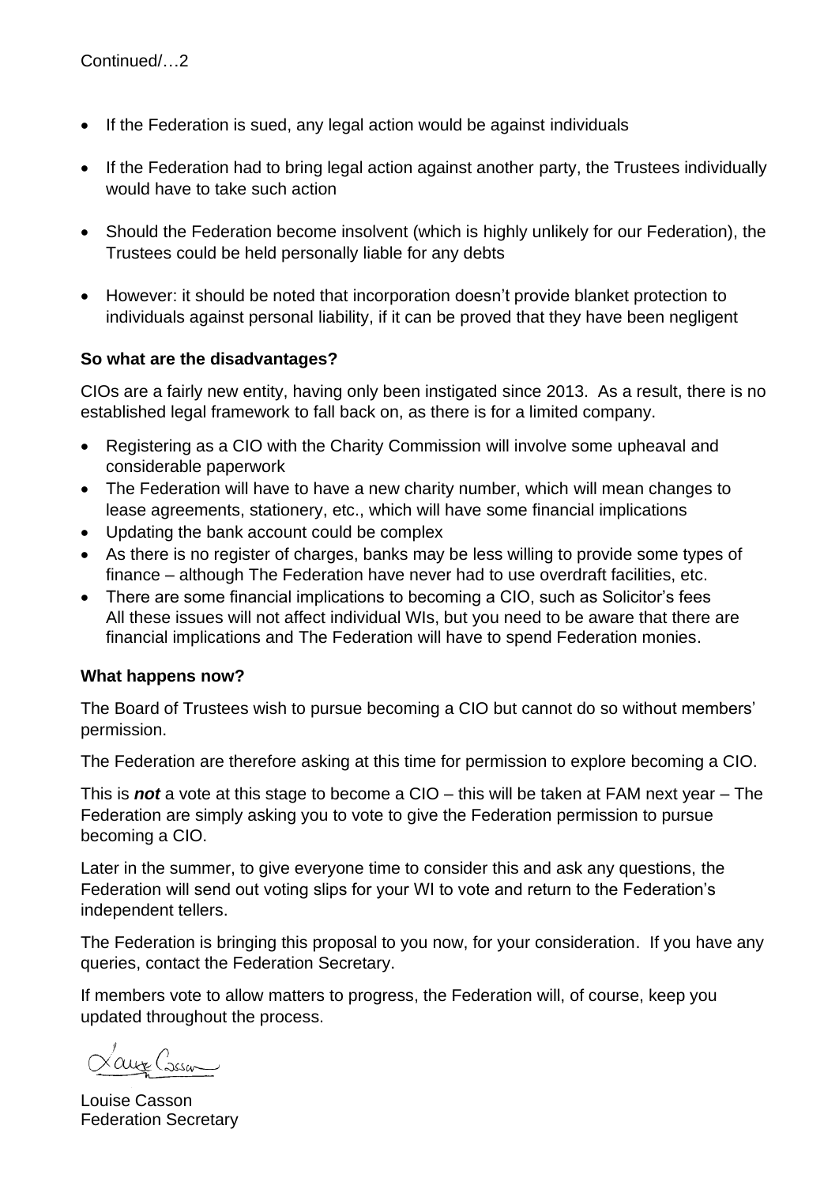Continued/…2

- If the Federation is sued, any legal action would be against individuals
- If the Federation had to bring legal action against another party, the Trustees individually would have to take such action
- Should the Federation become insolvent (which is highly unlikely for our Federation), the Trustees could be held personally liable for any debts
- However: it should be noted that incorporation doesn't provide blanket protection to individuals against personal liability, if it can be proved that they have been negligent

**So what are the disadvantages?**

CIOs are a fairly new entity, having only been instigated since 2013. As a result, there is no established legal framework to fall back on, as there is for a limited company.

- Registering as a CIO with the Charity Commission will involve some upheaval and considerable paperwork
- The Federation will have to have a new charity number, which will mean changes to lease agreements, stationery, etc., which will have some financial implications
- Updating the bank account could be complex
- As there is no register of charges, banks may be less willing to provide some types of finance – although The Federation have never had to use overdraft facilities, etc.
- There are some financial implications to becoming a CIO, such as Solicitor's fees
  All these issues will not affect individual WIs, but you need to be aware that there are financial implications and The Federation will have to spend Federation monies.

**What happens now?**

The Board of Trustees wish to pursue becoming a CIO but cannot do so without members' permission.

The Federation are therefore asking at this time for permission to explore becoming a CIO.

This is ***not*** a vote at this stage to become a CIO – this will be taken at FAM next year – The Federation are simply asking you to vote to give the Federation permission to pursue becoming a CIO.

Later in the summer, to give everyone time to consider this and ask any questions, the Federation will send out voting slips for your WI to vote and return to the Federation's independent tellers.

The Federation is bringing this proposal to you now, for your consideration. If you have any queries, contact the Federation Secretary.

If members vote to allow matters to progress, the Federation will, of course, keep you updated throughout the process.

Louise Casson
Federation Secretary